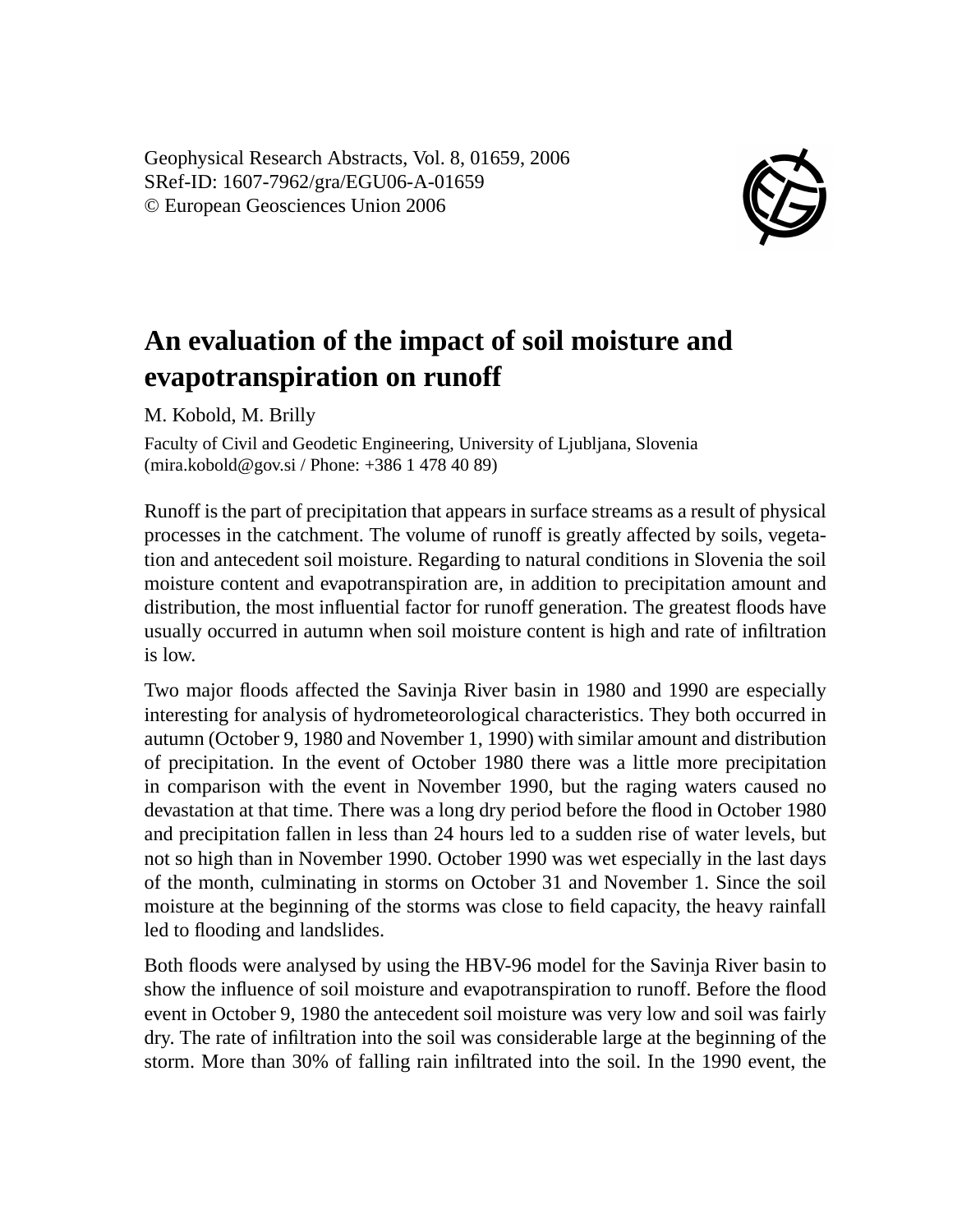Geophysical Research Abstracts, Vol. 8, 01659, 2006
SRef-ID: 1607-7962/gra/EGU06-A-01659
© European Geosciences Union 2006

# An evaluation of the impact of soil moisture and evapotranspiration on runoff

M. Kobold, M. Brilly

Faculty of Civil and Geodetic Engineering, University of Ljubljana, Slovenia
(mira.kobold@gov.si / Phone: +386 1 478 40 89)

Runoff is the part of precipitation that appears in surface streams as a result of physical processes in the catchment. The volume of runoff is greatly affected by soils, vegetation and antecedent soil moisture. Regarding to natural conditions in Slovenia the soil moisture content and evapotranspiration are, in addition to precipitation amount and distribution, the most influential factor for runoff generation. The greatest floods have usually occurred in autumn when soil moisture content is high and rate of infiltration is low.

Two major floods affected the Savinja River basin in 1980 and 1990 are especially interesting for analysis of hydrometeorological characteristics. They both occurred in autumn (October 9, 1980 and November 1, 1990) with similar amount and distribution of precipitation. In the event of October 1980 there was a little more precipitation in comparison with the event in November 1990, but the raging waters caused no devastation at that time. There was a long dry period before the flood in October 1980 and precipitation fallen in less than 24 hours led to a sudden rise of water levels, but not so high than in November 1990. October 1990 was wet especially in the last days of the month, culminating in storms on October 31 and November 1. Since the soil moisture at the beginning of the storms was close to field capacity, the heavy rainfall led to flooding and landslides.

Both floods were analysed by using the HBV-96 model for the Savinja River basin to show the influence of soil moisture and evapotranspiration to runoff. Before the flood event in October 9, 1980 the antecedent soil moisture was very low and soil was fairly dry. The rate of infiltration into the soil was considerable large at the beginning of the storm. More than 30% of falling rain infiltrated into the soil. In the 1990 event, the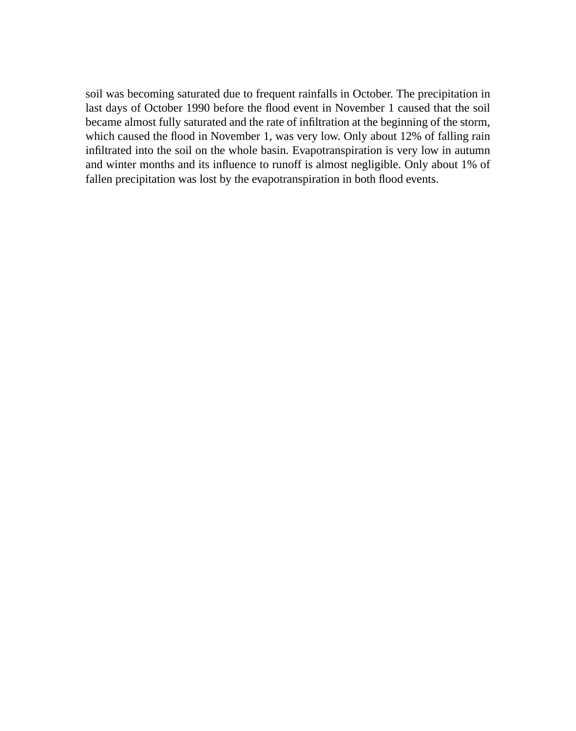soil was becoming saturated due to frequent rainfalls in October. The precipitation in last days of October 1990 before the flood event in November 1 caused that the soil became almost fully saturated and the rate of infiltration at the beginning of the storm, which caused the flood in November 1, was very low. Only about 12% of falling rain infiltrated into the soil on the whole basin. Evapotranspiration is very low in autumn and winter months and its influence to runoff is almost negligible. Only about 1% of fallen precipitation was lost by the evapotranspiration in both flood events.